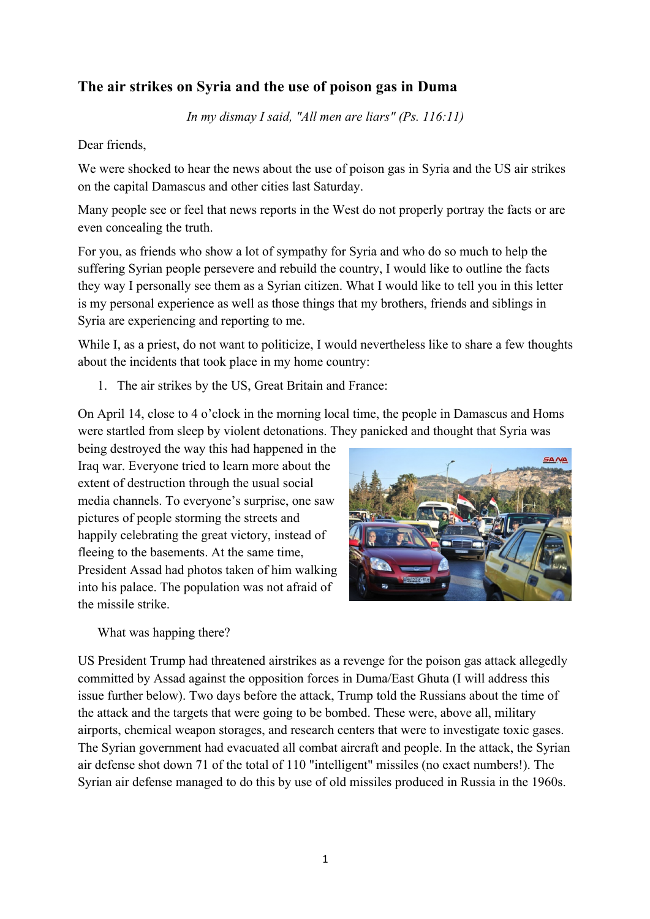## The air strikes on Syria and the use of poison gas in Duma

*In my dismay I said, "All men are liars" (Ps. 116:11)*

Dear friends,

We were shocked to hear the news about the use of poison gas in Syria and the US air strikes on the capital Damascus and other cities last Saturday.

Many people see or feel that news reports in the West do not properly portray the facts or are even concealing the truth.

For you, as friends who show a lot of sympathy for Syria and who do so much to help the suffering Syrian people persevere and rebuild the country, I would like to outline the facts they way I personally see them as a Syrian citizen. What I would like to tell you in this letter is my personal experience as well as those things that my brothers, friends and siblings in Syria are experiencing and reporting to me.

While I, as a priest, do not want to politicize, I would nevertheless like to share a few thoughts about the incidents that took place in my home country:

1. The air strikes by the US, Great Britain and France:

On April 14, close to 4 o'clock in the morning local time, the people in Damascus and Homs were startled from sleep by violent detonations. They panicked and thought that Syria was being destroyed the way this had happened in the Iraq war. Everyone tried to learn more about the extent of destruction through the usual social media channels. To everyone's surprise, one saw pictures of people storming the streets and happily celebrating the great victory, instead of fleeing to the basements. At the same time, President Assad had photos taken of him walking into his palace. The population was not afraid of the missile strike.

What was happing there?

US President Trump had threatened airstrikes as a revenge for the poison gas attack allegedly committed by Assad against the opposition forces in Duma/East Ghuta (I will address this issue further below). Two days before the attack, Trump told the Russians about the time of the attack and the targets that were going to be bombed. These were, above all, military airports, chemical weapon storages, and research centers that were to investigate toxic gases. The Syrian government had evacuated all combat aircraft and people. In the attack, the Syrian air defense shot down 71 of the total of 110 "intelligent" missiles (no exact numbers!). The Syrian air defense managed to do this by use of old missiles produced in Russia in the 1960s.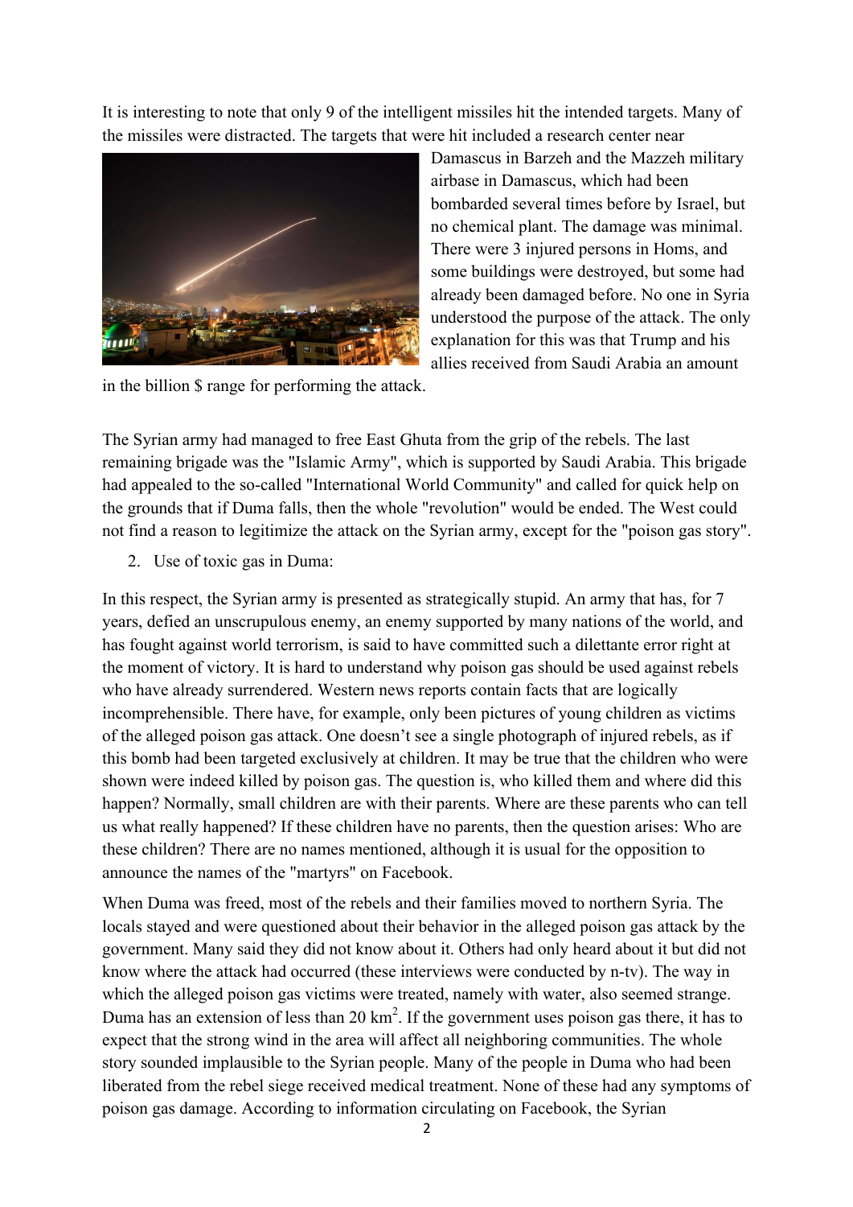It is interesting to note that only 9 of the intelligent missiles hit the intended targets. Many of the missiles were distracted. The targets that were hit included a research center near Damascus in Barzeh and the Mazzeh military airbase in Damascus, which had been bombarded several times before by Israel, but no chemical plant. The damage was minimal. There were 3 injured persons in Homs, and some buildings were destroyed, but some had already been damaged before. No one in Syria understood the purpose of the attack. The only explanation for this was that Trump and his allies received from Saudi Arabia an amount in the billion $ range for performing the attack.

The Syrian army had managed to free East Ghuta from the grip of the rebels. The last remaining brigade was the "Islamic Army", which is supported by Saudi Arabia. This brigade had appealed to the so-called "International World Community" and called for quick help on the grounds that if Duma falls, then the whole "revolution" would be ended. The West could not find a reason to legitimize the attack on the Syrian army, except for the "poison gas story".

2. Use of toxic gas in Duma:

In this respect, the Syrian army is presented as strategically stupid. An army that has, for 7 years, defied an unscrupulous enemy, an enemy supported by many nations of the world, and has fought against world terrorism, is said to have committed such a dilettante error right at the moment of victory. It is hard to understand why poison gas should be used against rebels who have already surrendered. Western news reports contain facts that are logically incomprehensible. There have, for example, only been pictures of young children as victims of the alleged poison gas attack. One doesn't see a single photograph of injured rebels, as if this bomb had been targeted exclusively at children. It may be true that the children who were shown were indeed killed by poison gas. The question is, who killed them and where did this happen? Normally, small children are with their parents. Where are these parents who can tell us what really happened? If these children have no parents, then the question arises: Who are these children? There are no names mentioned, although it is usual for the opposition to announce the names of the "martyrs" on Facebook.

When Duma was freed, most of the rebels and their families moved to northern Syria. The locals stayed and were questioned about their behavior in the alleged poison gas attack by the government. Many said they did not know about it. Others had only heard about it but did not know where the attack had occurred (these interviews were conducted by n-tv). The way in which the alleged poison gas victims were treated, namely with water, also seemed strange. Duma has an extension of less than 20 km$^2$. If the government uses poison gas there, it has to expect that the strong wind in the area will affect all neighboring communities. The whole story sounded implausible to the Syrian people. Many of the people in Duma who had been liberated from the rebel siege received medical treatment. None of these had any symptoms of poison gas damage. According to information circulating on Facebook, the Syrian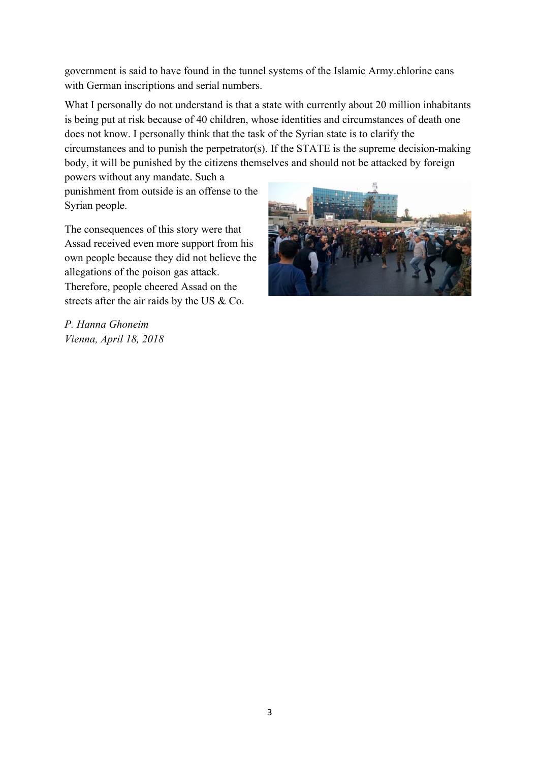government is said to have found in the tunnel systems of the Islamic Army.chlorine cans with German inscriptions and serial numbers.

What I personally do not understand is that a state with currently about 20 million inhabitants is being put at risk because of 40 children, whose identities and circumstances of death one does not know. I personally think that the task of the Syrian state is to clarify the circumstances and to punish the perpetrator(s). If the STATE is the supreme decision-making body, it will be punished by the citizens themselves and should not be attacked by foreign powers without any mandate. Such a punishment from outside is an offense to the Syrian people.

The consequences of this story were that Assad received even more support from his own people because they did not believe the allegations of the poison gas attack. Therefore, people cheered Assad on the streets after the air raids by the US & Co.

*P. Hanna Ghoneim*
*Vienna, April 18, 2018*